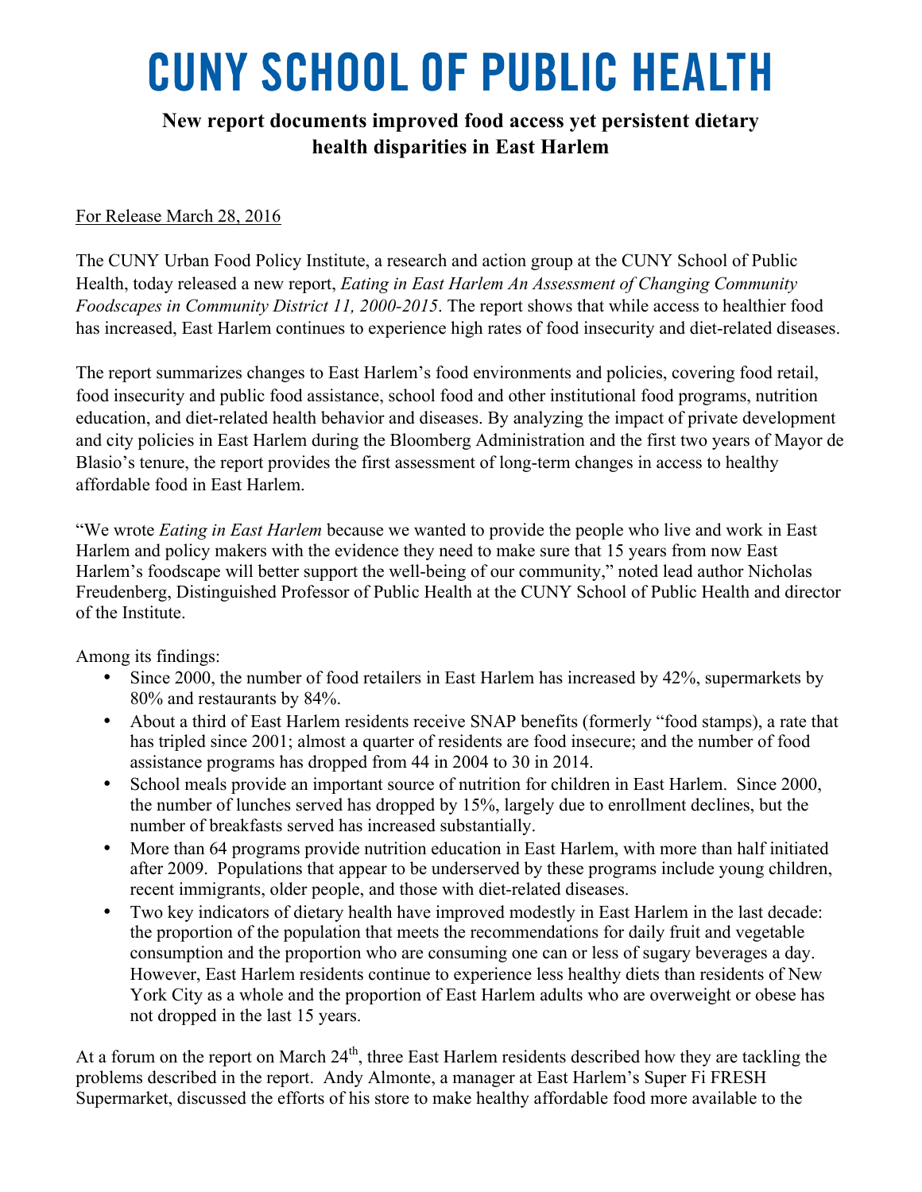# CUNY SCHOOL OF PUBLIC HEALTH

## New report documents improved food access yet persistent dietary health disparities in East Harlem

For Release March 28, 2016

The CUNY Urban Food Policy Institute, a research and action group at the CUNY School of Public Health, today released a new report, *Eating in East Harlem An Assessment of Changing Community Foodscapes in Community District 11, 2000-2015*. The report shows that while access to healthier food has increased, East Harlem continues to experience high rates of food insecurity and diet-related diseases.

The report summarizes changes to East Harlem's food environments and policies, covering food retail, food insecurity and public food assistance, school food and other institutional food programs, nutrition education, and diet-related health behavior and diseases. By analyzing the impact of private development and city policies in East Harlem during the Bloomberg Administration and the first two years of Mayor de Blasio's tenure, the report provides the first assessment of long-term changes in access to healthy affordable food in East Harlem.

"We wrote *Eating in East Harlem* because we wanted to provide the people who live and work in East Harlem and policy makers with the evidence they need to make sure that 15 years from now East Harlem's foodscape will better support the well-being of our community," noted lead author Nicholas Freudenberg, Distinguished Professor of Public Health at the CUNY School of Public Health and director of the Institute.

Among its findings:

- Since 2000, the number of food retailers in East Harlem has increased by 42%, supermarkets by 80% and restaurants by 84%.
- About a third of East Harlem residents receive SNAP benefits (formerly "food stamps), a rate that has tripled since 2001; almost a quarter of residents are food insecure; and the number of food assistance programs has dropped from 44 in 2004 to 30 in 2014.
- School meals provide an important source of nutrition for children in East Harlem. Since 2000, the number of lunches served has dropped by 15%, largely due to enrollment declines, but the number of breakfasts served has increased substantially.
- More than 64 programs provide nutrition education in East Harlem, with more than half initiated after 2009. Populations that appear to be underserved by these programs include young children, recent immigrants, older people, and those with diet-related diseases.
- Two key indicators of dietary health have improved modestly in East Harlem in the last decade: the proportion of the population that meets the recommendations for daily fruit and vegetable consumption and the proportion who are consuming one can or less of sugary beverages a day. However, East Harlem residents continue to experience less healthy diets than residents of New York City as a whole and the proportion of East Harlem adults who are overweight or obese has not dropped in the last 15 years.

At a forum on the report on March 24th, three East Harlem residents described how they are tackling the problems described in the report. Andy Almonte, a manager at East Harlem's Super Fi FRESH Supermarket, discussed the efforts of his store to make healthy affordable food more available to the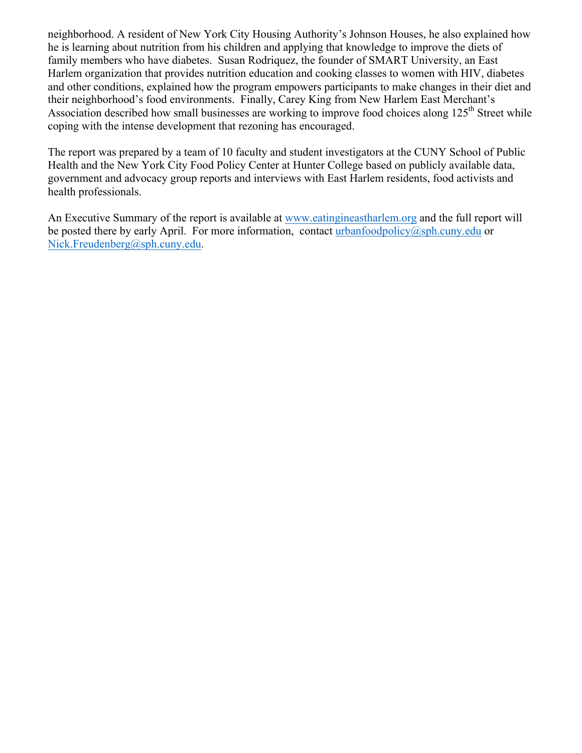neighborhood. A resident of New York City Housing Authority's Johnson Houses, he also explained how he is learning about nutrition from his children and applying that knowledge to improve the diets of family members who have diabetes. Susan Rodriquez, the founder of SMART University, an East Harlem organization that provides nutrition education and cooking classes to women with HIV, diabetes and other conditions, explained how the program empowers participants to make changes in their diet and their neighborhood's food environments. Finally, Carey King from New Harlem East Merchant's Association described how small businesses are working to improve food choices along 125th Street while coping with the intense development that rezoning has encouraged.

The report was prepared by a team of 10 faculty and student investigators at the CUNY School of Public Health and the New York City Food Policy Center at Hunter College based on publicly available data, government and advocacy group reports and interviews with East Harlem residents, food activists and health professionals.

An Executive Summary of the report is available at www.eatingineastharlem.org and the full report will be posted there by early April. For more information, contact urbanfoodpolicy@sph.cuny.edu or Nick.Freudenberg@sph.cuny.edu.